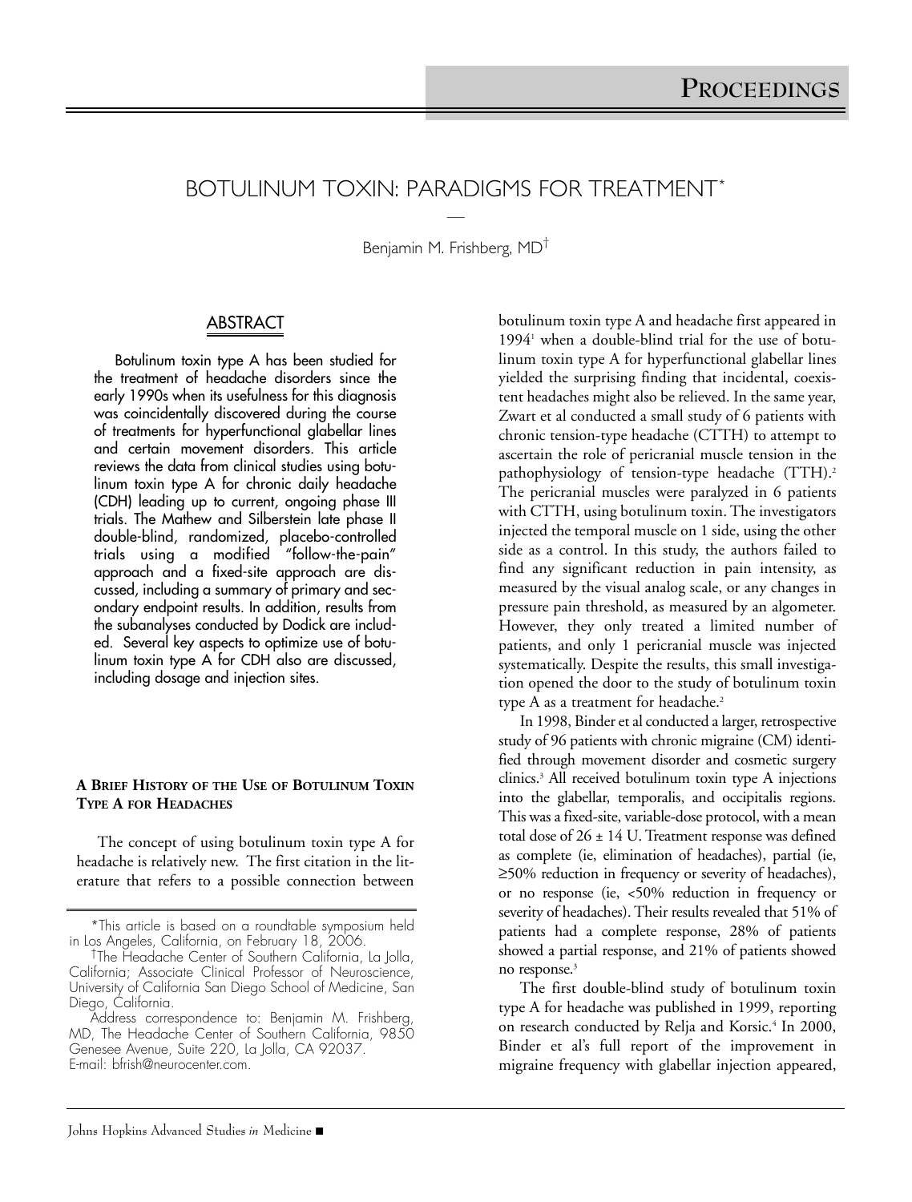# BOTULINUM TOXIN: PARADIGMS FOR TREATMENT*

Benjamin M. Frishberg, MD†

## ABSTRACT

Botulinum toxin type A has been studied for the treatment of headache disorders since the early 1990s when its usefulness for this diagnosis was coincidentally discovered during the course of treatments for hyperfunctional glabellar lines and certain movement disorders. This article reviews the data from clinical studies using botulinum toxin type A for chronic daily headache (CDH) leading up to current, ongoing phase III trials. The Mathew and Silberstein late phase II double-blind, randomized, placebo-controlled trials using a modified "follow-the-pain" approach and a fixed-site approach are discussed, including a summary of primary and secondary endpoint results. In addition, results from the subanalyses conducted by Dodick are included. Several key aspects to optimize use of botulinum toxin type A for CDH also are discussed, including dosage and injection sites.

### A BRIEF HISTORY OF THE USE OF BOTULINUM TOXIN TYPE A FOR HEADACHES

The concept of using botulinum toxin type A for headache is relatively new. The first citation in the literature that refers to a possible connection between botulinum toxin type A and headache first appeared in 1994[1] when a double-blind trial for the use of botulinum toxin type A for hyperfunctional glabellar lines yielded the surprising finding that incidental, coexistent headaches might also be relieved. In the same year, Zwart et al conducted a small study of 6 patients with chronic tension-type headache (CTTH) to attempt to ascertain the role of pericranial muscle tension in the pathophysiology of tension-type headache (TTH).[2] The pericranial muscles were paralyzed in 6 patients with CTTH, using botulinum toxin. The investigators injected the temporal muscle on 1 side, using the other side as a control. In this study, the authors failed to find any significant reduction in pain intensity, as measured by the visual analog scale, or any changes in pressure pain threshold, as measured by an algometer. However, they only treated a limited number of patients, and only 1 pericranial muscle was injected systematically. Despite the results, this small investigation opened the door to the study of botulinum toxin type A as a treatment for headache.[2]

In 1998, Binder et al conducted a larger, retrospective study of 96 patients with chronic migraine (CM) identified through movement disorder and cosmetic surgery clinics.[3] All received botulinum toxin type A injections into the glabellar, temporalis, and occipitalis regions. This was a fixed-site, variable-dose protocol, with a mean total dose of 26 ± 14 U. Treatment response was defined as complete (ie, elimination of headaches), partial (ie, ≥50% reduction in frequency or severity of headaches), or no response (ie, <50% reduction in frequency or severity of headaches). Their results revealed that 51% of patients had a complete response, 28% of patients showed a partial response, and 21% of patients showed no response.[3]

The first double-blind study of botulinum toxin type A for headache was published in 1999, reporting on research conducted by Relja and Korsic.[4] In 2000, Binder et al's full report of the improvement in migraine frequency with glabellar injection appeared,

*This article is based on a roundtable symposium held in Los Angeles, California, on February 18, 2006.

†The Headache Center of Southern California, La Jolla, California; Associate Clinical Professor of Neuroscience, University of California San Diego School of Medicine, San Diego, California.

Address correspondence to: Benjamin M. Frishberg, MD, The Headache Center of Southern California, 9850 Genesee Avenue, Suite 220, La Jolla, CA 92037. E-mail: bfrish@neurocenter.com.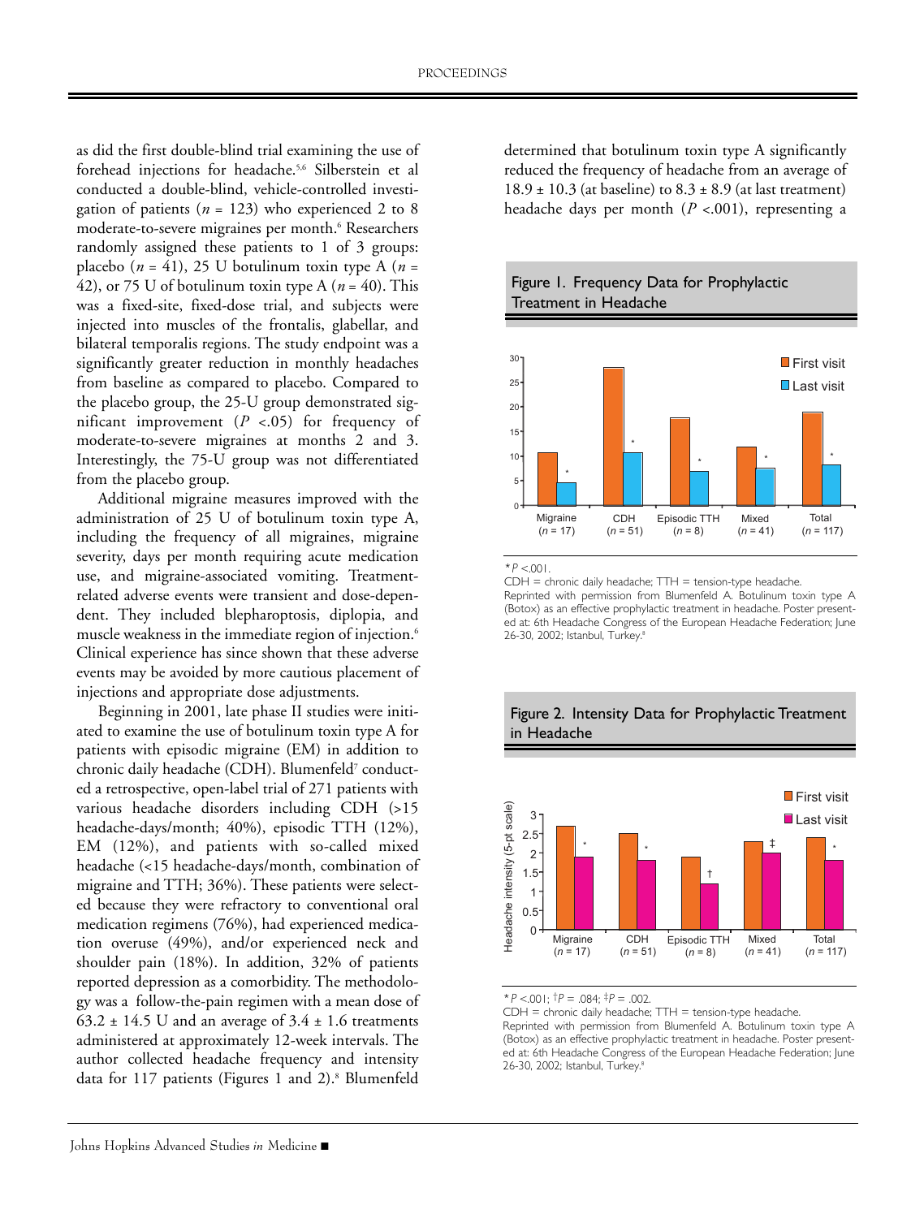as did the first double-blind trial examining the use of forehead injections for headache.[5,6] Silberstein et al conducted a double-blind, vehicle-controlled investigation of patients ($n$ = 123) who experienced 2 to 8 moderate-to-severe migraines per month.[6] Researchers randomly assigned these patients to 1 of 3 groups: placebo ($n$ = 41), 25 U botulinum toxin type A ($n$ = 42), or 75 U of botulinum toxin type A ($n$ = 40). This was a fixed-site, fixed-dose trial, and subjects were injected into muscles of the frontalis, glabellar, and bilateral temporalis regions. The study endpoint was a significantly greater reduction in monthly headaches from baseline as compared to placebo. Compared to the placebo group, the 25-U group demonstrated significant improvement ($P$ <.05) for frequency of moderate-to-severe migraines at months 2 and 3. Interestingly, the 75-U group was not differentiated from the placebo group.

Additional migraine measures improved with the administration of 25 U of botulinum toxin type A, including the frequency of all migraines, migraine severity, days per month requiring acute medication use, and migraine-associated vomiting. Treatment-related adverse events were transient and dose-dependent. They included blepharoptosis, diplopia, and muscle weakness in the immediate region of injection.[6] Clinical experience has since shown that these adverse events may be avoided by more cautious placement of injections and appropriate dose adjustments.

Beginning in 2001, late phase II studies were initiated to examine the use of botulinum toxin type A for patients with episodic migraine (EM) in addition to chronic daily headache (CDH). Blumenfeld[7] conducted a retrospective, open-label trial of 271 patients with various headache disorders including CDH (>15 headache-days/month; 40%), episodic TTH (12%), EM (12%), and patients with so-called mixed headache (<15 headache-days/month, combination of migraine and TTH; 36%). These patients were selected because they were refractory to conventional oral medication regimens (76%), had experienced medication overuse (49%), and/or experienced neck and shoulder pain (18%). In addition, 32% of patients reported depression as a comorbidity. The methodology was a follow-the-pain regimen with a mean dose of 63.2 ± 14.5 U and an average of 3.4 ± 1.6 treatments administered at approximately 12-week intervals. The author collected headache frequency and intensity data for 117 patients (Figures 1 and 2).[8] Blumenfeld determined that botulinum toxin type A significantly reduced the frequency of headache from an average of 18.9 ± 10.3 (at baseline) to 8.3 ± 8.9 (at last treatment) headache days per month ($P$ <.001), representing a

**Figure 1. Frequency Data for Prophylactic Treatment in Headache**

| | Migraine ($n$ = 17) | CDH ($n$ = 51) | Episodic TTH ($n$ = 8) | Mixed ($n$ = 41) | Total ($n$ = 117) |
|---|---|---|---|---|---|
| First visit | ~10.5 | ~28 | ~17.5 | ~11.5 | ~18.9 |
| Last visit | ~4.5* | ~10.5* | ~6.8* | ~7.5* | ~8.3* |

*$P$ <.001.
CDH = chronic daily headache; TTH = tension-type headache.
Reprinted with permission from Blumenfeld A. Botulinum toxin type A (Botox) as an effective prophylactic treatment in headache. Poster presented at: 6th Headache Congress of the European Headache Federation; June 26-30, 2002; Istanbul, Turkey.[8]

**Figure 2. Intensity Data for Prophylactic Treatment in Headache**

Headache intensity (5-pt scale)

| | Migraine ($n$ = 17) | CDH ($n$ = 51) | Episodic TTH ($n$ = 8) | Mixed ($n$ = 41) | Total ($n$ = 117) |
|---|---|---|---|---|---|
| First visit | ~2.7 | ~2.5 | ~1.9 | ~2.3 | ~2.4 |
| Last visit | ~1.9* | ~1.8* | ~1.2† | ~2.0‡ | ~1.8* |

*$P$ <.001; †$P$ = .084; ‡$P$ = .002.
CDH = chronic daily headache; TTH = tension-type headache.
Reprinted with permission from Blumenfeld A. Botulinum toxin type A (Botox) as an effective prophylactic treatment in headache. Poster presented at: 6th Headache Congress of the European Headache Federation; June 26-30, 2002; Istanbul, Turkey.[8]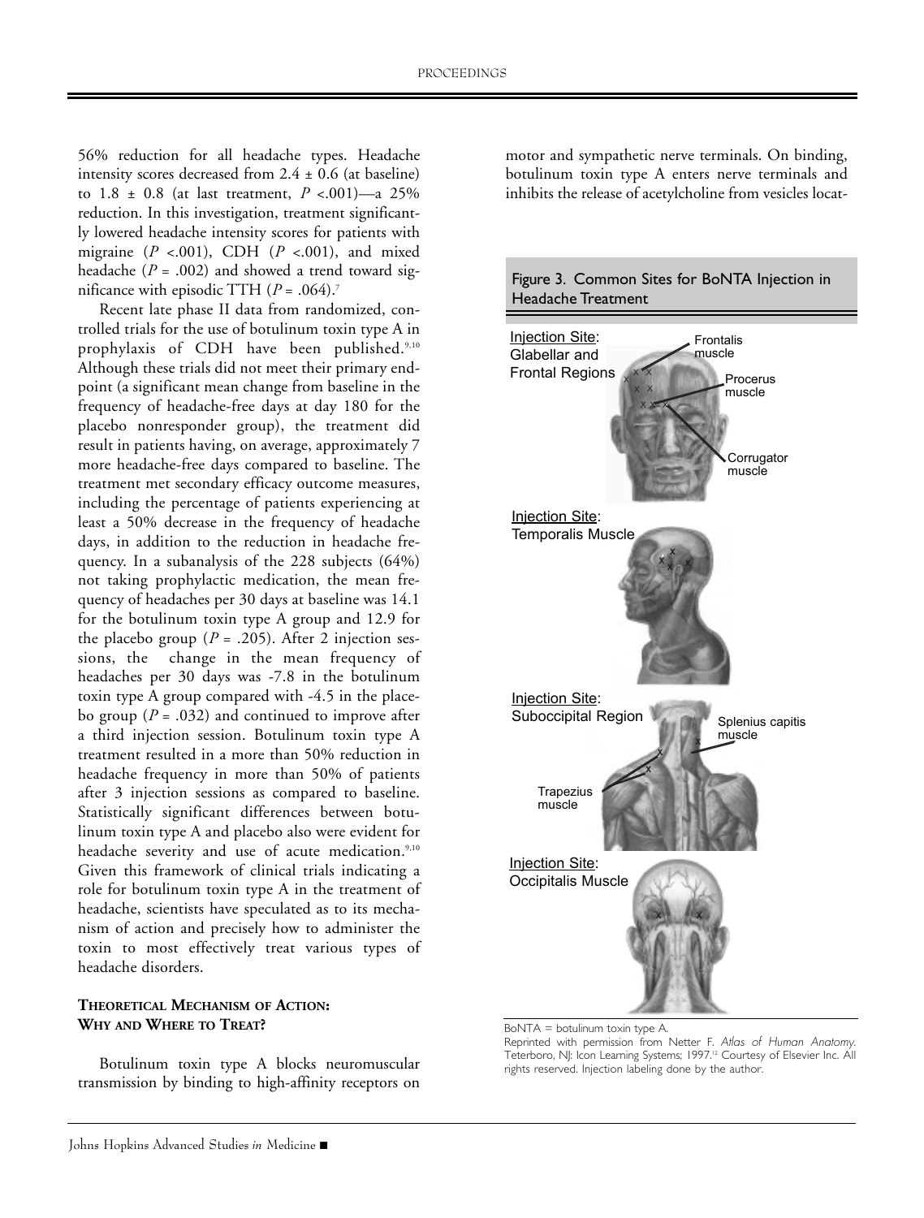56% reduction for all headache types. Headache intensity scores decreased from 2.4 ± 0.6 (at baseline) to 1.8 ± 0.8 (at last treatment, $P < .001$)—a 25% reduction. In this investigation, treatment significantly lowered headache intensity scores for patients with migraine ($P < .001$), CDH ($P < .001$), and mixed headache ($P = .002$) and showed a trend toward significance with episodic TTH ($P = .064$).[7]

Recent late phase II data from randomized, controlled trials for the use of botulinum toxin type A in prophylaxis of CDH have been published.[9,10] Although these trials did not meet their primary endpoint (a significant mean change from baseline in the frequency of headache-free days at day 180 for the placebo nonresponder group), the treatment did result in patients having, on average, approximately 7 more headache-free days compared to baseline. The treatment met secondary efficacy outcome measures, including the percentage of patients experiencing at least a 50% decrease in the frequency of headache days, in addition to the reduction in headache frequency. In a subanalysis of the 228 subjects (64%) not taking prophylactic medication, the mean frequency of headaches per 30 days at baseline was 14.1 for the botulinum toxin type A group and 12.9 for the placebo group ($P = .205$). After 2 injection sessions, the change in the mean frequency of headaches per 30 days was -7.8 in the botulinum toxin type A group compared with -4.5 in the placebo group ($P = .032$) and continued to improve after a third injection session. Botulinum toxin type A treatment resulted in a more than 50% reduction in headache frequency in more than 50% of patients after 3 injection sessions as compared to baseline. Statistically significant differences between botulinum toxin type A and placebo also were evident for headache severity and use of acute medication.[9,10] Given this framework of clinical trials indicating a role for botulinum toxin type A in the treatment of headache, scientists have speculated as to its mechanism of action and precisely how to administer the toxin to most effectively treat various types of headache disorders.

## THEORETICAL MECHANISM OF ACTION: WHY AND WHERE TO TREAT?

Botulinum toxin type A blocks neuromuscular transmission by binding to high-affinity receptors on motor and sympathetic nerve terminals. On binding, botulinum toxin type A enters nerve terminals and inhibits the release of acetylcholine from vesicles locat-

Figure 3. Common Sites for BoNTA Injection in Headache Treatment

BoNTA = botulinum toxin type A.

Reprinted with permission from Netter F. *Atlas of Human Anatomy*. Teterboro, NJ: Icon Learning Systems; 1997.[12] Courtesy of Elsevier Inc. All rights reserved. Injection labeling done by the author.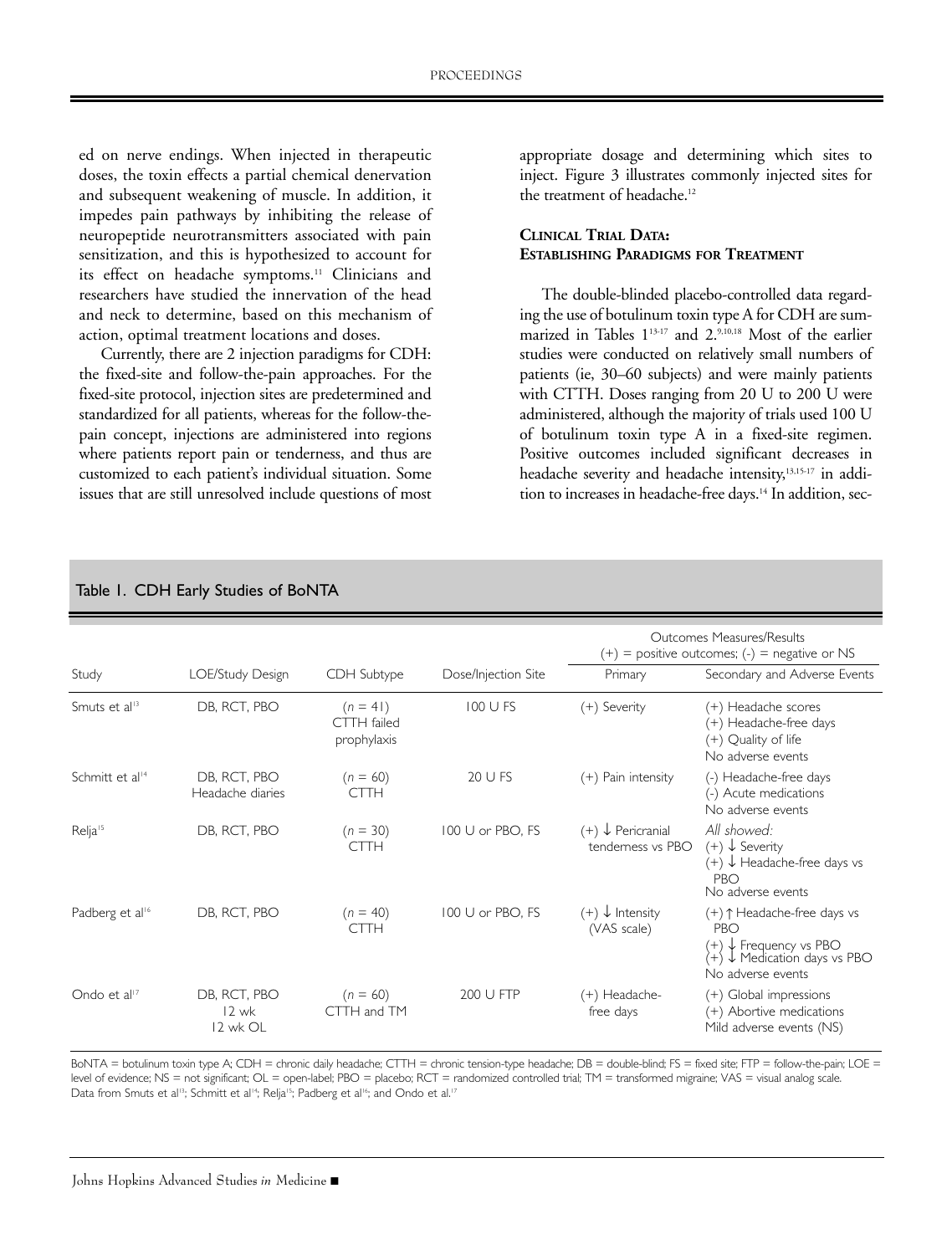ed on nerve endings. When injected in therapeutic doses, the toxin effects a partial chemical denervation and subsequent weakening of muscle. In addition, it impedes pain pathways by inhibiting the release of neuropeptide neurotransmitters associated with pain sensitization, and this is hypothesized to account for its effect on headache symptoms.[11] Clinicians and researchers have studied the innervation of the head and neck to determine, based on this mechanism of action, optimal treatment locations and doses.

Currently, there are 2 injection paradigms for CDH: the fixed-site and follow-the-pain approaches. For the fixed-site protocol, injection sites are predetermined and standardized for all patients, whereas for the follow-the-pain concept, injections are administered into regions where patients report pain or tenderness, and thus are customized to each patient's individual situation. Some issues that are still unresolved include questions of most appropriate dosage and determining which sites to inject. Figure 3 illustrates commonly injected sites for the treatment of headache.[12]

## Clinical Trial Data: Establishing Paradigms for Treatment

The double-blinded placebo-controlled data regarding the use of botulinum toxin type A for CDH are summarized in Tables 1[13-17] and 2.[9,10,18] Most of the earlier studies were conducted on relatively small numbers of patients (ie, 30–60 subjects) and were mainly patients with CTTH. Doses ranging from 20 U to 200 U were administered, although the majority of trials used 100 U of botulinum toxin type A in a fixed-site regimen. Positive outcomes included significant decreases in headache severity and headache intensity,[13,15-17] in addition to increases in headache-free days.[14] In addition, sec-

Table 1. CDH Early Studies of BoNTA

| Study | LOE/Study Design | CDH Subtype | Dose/Injection Site | Outcomes Measures/Results (+) = positive outcomes; (-) = negative or NS | |
|---|---|---|---|---|---|
| | | | | Primary | Secondary and Adverse Events |
| Smuts et al[13] | DB, RCT, PBO | ($n = 41$) CTTH failed prophylaxis | 100 U FS | (+) Severity | (+) Headache scores<br>(+) Headache-free days<br>(+) Quality of life<br>No adverse events |
| Schmitt et al[14] | DB, RCT, PBO Headache diaries | ($n = 60$) CTTH | 20 U FS | (+) Pain intensity | (-) Headache-free days<br>(-) Acute medications<br>No adverse events |
| Relja[15] | DB, RCT, PBO | ($n = 30$) CTTH | 100 U or PBO, FS | (+) ↓ Pericranial tenderness vs PBO | *All showed:*<br>(+) ↓ Severity<br>(+) ↓ Headache-free days vs PBO<br>No adverse events |
| Padberg et al[16] | DB, RCT, PBO | ($n = 40$) CTTH | 100 U or PBO, FS | (+) ↓ Intensity (VAS scale) | (+) ↑ Headache-free days vs PBO<br>(+) ↓ Frequency vs PBO<br>(+) ↓ Medication days vs PBO<br>No adverse events |
| Ondo et al[17] | DB, RCT, PBO 12 wk 12 wk OL | ($n = 60$) CTTH and TM | 200 U FTP | (+) Headache-free days | (+) Global impressions<br>(+) Abortive medications<br>Mild adverse events (NS) |

BoNTA = botulinum toxin type A; CDH = chronic daily headache; CTTH = chronic tension-type headache; DB = double-blind; FS = fixed site; FTP = follow-the-pain; LOE = level of evidence; NS = not significant; OL = open-label; PBO = placebo; RCT = randomized controlled trial; TM = transformed migraine; VAS = visual analog scale.
Data from Smuts et al[13]; Schmitt et al[14]; Relja[15]; Padberg et al[16]; and Ondo et al.[17]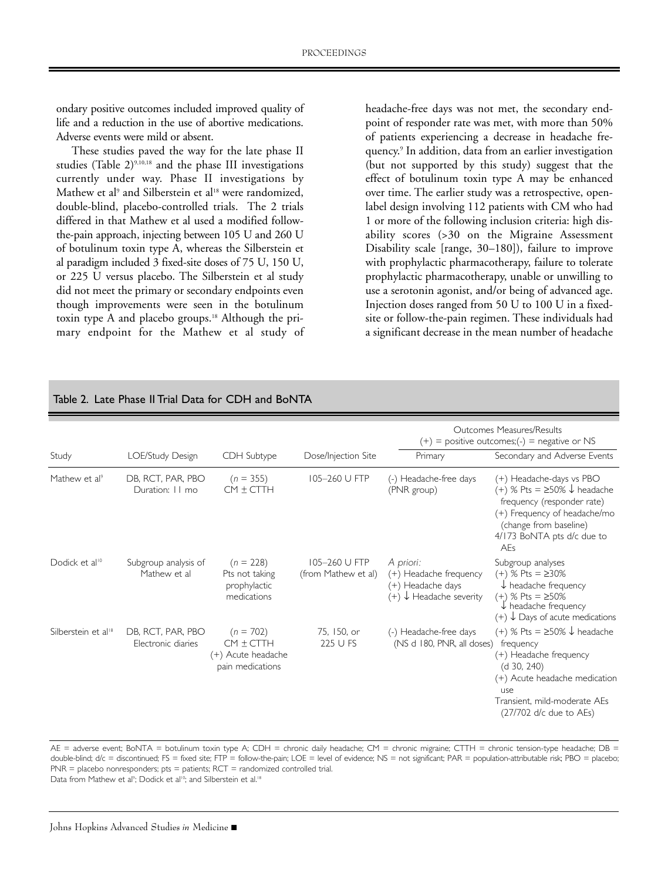ondary positive outcomes included improved quality of life and a reduction in the use of abortive medications. Adverse events were mild or absent.

These studies paved the way for the late phase II studies (Table 2)[9,10,18] and the phase III investigations currently under way. Phase II investigations by Mathew et al[9] and Silberstein et al[18] were randomized, double-blind, placebo-controlled trials. The 2 trials differed in that Mathew et al used a modified follow-the-pain approach, injecting between 105 U and 260 U of botulinum toxin type A, whereas the Silberstein et al paradigm included 3 fixed-site doses of 75 U, 150 U, or 225 U versus placebo. The Silberstein et al study did not meet the primary or secondary endpoints even though improvements were seen in the botulinum toxin type A and placebo groups.[18] Although the primary endpoint for the Mathew et al study of headache-free days was not met, the secondary endpoint of responder rate was met, with more than 50% of patients experiencing a decrease in headache frequency.[9] In addition, data from an earlier investigation (but not supported by this study) suggest that the effect of botulinum toxin type A may be enhanced over time. The earlier study was a retrospective, open-label design involving 112 patients with CM who had 1 or more of the following inclusion criteria: high disability scores (>30 on the Migraine Assessment Disability scale [range, 30–180]), failure to improve with prophylactic pharmacotherapy, failure to tolerate prophylactic pharmacotherapy, unable or unwilling to use a serotonin agonist, and/or being of advanced age. Injection doses ranged from 50 U to 100 U in a fixed-site or follow-the-pain regimen. These individuals had a significant decrease in the mean number of headache

**Table 2. Late Phase II Trial Data for CDH and BoNTA**

| Study | LOE/Study Design | CDH Subtype | Dose/Injection Site | Outcomes Measures/Results (+) = positive outcomes;(-) = negative or NS | |
|---|---|---|---|---|---|
| | | | | Primary | Secondary and Adverse Events |
| Mathew et al[9] | DB, RCT, PAR, PBO Duration: 11 mo | (*n* = 355) CM ± CTTH | 105–260 U FTP | (-) Headache-free days (PNR group) | (+) Headache-days vs PBO (+) % Pts = ≥50% ↓ headache frequency (responder rate) (+) Frequency of headache/mo (change from baseline) 4/173 BoNTA pts d/c due to AEs |
| Dodick et al[10] | Subgroup analysis of Mathew et al | (*n* = 228) Pts not taking prophylactic medications | 105–260 U FTP (from Mathew et al) | *A priori:* (+) Headache frequency (+) Headache days (+) ↓ Headache severity | Subgroup analyses (+) % Pts = ≥30% ↓ headache frequency (+) % Pts = ≥50% ↓ headache frequency (+) ↓ Days of acute medications |
| Silberstein et al[18] | DB, RCT, PAR, PBO Electronic diaries | (*n* = 702) CM ± CTTH (+) Acute headache pain medications | 75, 150, or 225 U FS | (-) Headache-free days (NS d 180, PNR, all doses) | (+) % Pts = ≥50% ↓ headache frequency (+) Headache frequency (d 30, 240) (+) Acute headache medication use Transient, mild-moderate AEs (27/702 d/c due to AEs) |

AE = adverse event; BoNTA = botulinum toxin type A; CDH = chronic daily headache; CM = chronic migraine; CTTH = chronic tension-type headache; DB = double-blind; d/c = discontinued; FS = fixed site; FTP = follow-the-pain; LOE = level of evidence; NS = not significant; PAR = population-attributable risk; PBO = placebo; PNR = placebo nonresponders; pts = patients; RCT = randomized controlled trial.
Data from Mathew et al[9]; Dodick et al[10]; and Silberstein et al.[18]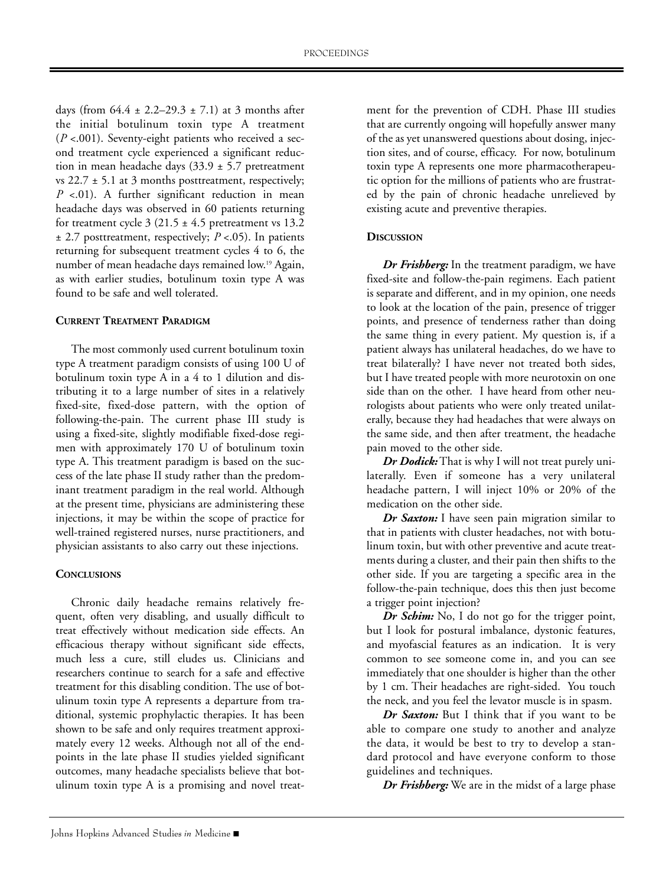days (from 64.4 ± 2.2–29.3 ± 7.1) at 3 months after the initial botulinum toxin type A treatment ($P$ <.001). Seventy-eight patients who received a second treatment cycle experienced a significant reduction in mean headache days (33.9 ± 5.7 pretreatment vs 22.7 ± 5.1 at 3 months posttreatment, respectively; $P$ <.01). A further significant reduction in mean headache days was observed in 60 patients returning for treatment cycle 3 (21.5 ± 4.5 pretreatment vs 13.2 ± 2.7 posttreatment, respectively; $P$ <.05). In patients returning for subsequent treatment cycles 4 to 6, the number of mean headache days remained low.[19] Again, as with earlier studies, botulinum toxin type A was found to be safe and well tolerated.

## CURRENT TREATMENT PARADIGM

The most commonly used current botulinum toxin type A treatment paradigm consists of using 100 U of botulinum toxin type A in a 4 to 1 dilution and distributing it to a large number of sites in a relatively fixed-site, fixed-dose pattern, with the option of following-the-pain. The current phase III study is using a fixed-site, slightly modifiable fixed-dose regimen with approximately 170 U of botulinum toxin type A. This treatment paradigm is based on the success of the late phase II study rather than the predominant treatment paradigm in the real world. Although at the present time, physicians are administering these injections, it may be within the scope of practice for well-trained registered nurses, nurse practitioners, and physician assistants to also carry out these injections.

## CONCLUSIONS

Chronic daily headache remains relatively frequent, often very disabling, and usually difficult to treat effectively without medication side effects. An efficacious therapy without significant side effects, much less a cure, still eludes us. Clinicians and researchers continue to search for a safe and effective treatment for this disabling condition. The use of botulinum toxin type A represents a departure from traditional, systemic prophylactic therapies. It has been shown to be safe and only requires treatment approximately every 12 weeks. Although not all of the endpoints in the late phase II studies yielded significant outcomes, many headache specialists believe that botulinum toxin type A is a promising and novel treatment for the prevention of CDH. Phase III studies that are currently ongoing will hopefully answer many of the as yet unanswered questions about dosing, injection sites, and of course, efficacy. For now, botulinum toxin type A represents one more pharmacotherapeutic option for the millions of patients who are frustrated by the pain of chronic headache unrelieved by existing acute and preventive therapies.

## DISCUSSION

***Dr Frishberg:*** In the treatment paradigm, we have fixed-site and follow-the-pain regimens. Each patient is separate and different, and in my opinion, one needs to look at the location of the pain, presence of trigger points, and presence of tenderness rather than doing the same thing in every patient. My question is, if a patient always has unilateral headaches, do we have to treat bilaterally? I have never not treated both sides, but I have treated people with more neurotoxin on one side than on the other. I have heard from other neurologists about patients who were only treated unilaterally, because they had headaches that were always on the same side, and then after treatment, the headache pain moved to the other side.

***Dr Dodick:*** That is why I will not treat purely unilaterally. Even if someone has a very unilateral headache pattern, I will inject 10% or 20% of the medication on the other side.

***Dr Saxton:*** I have seen pain migration similar to that in patients with cluster headaches, not with botulinum toxin, but with other preventive and acute treatments during a cluster, and their pain then shifts to the other side. If you are targeting a specific area in the follow-the-pain technique, does this then just become a trigger point injection?

***Dr Schim:*** No, I do not go for the trigger point, but I look for postural imbalance, dystonic features, and myofascial features as an indication. It is very common to see someone come in, and you can see immediately that one shoulder is higher than the other by 1 cm. Their headaches are right-sided. You touch the neck, and you feel the levator muscle is in spasm.

***Dr Saxton:*** But I think that if you want to be able to compare one study to another and analyze the data, it would be best to try to develop a standard protocol and have everyone conform to those guidelines and techniques.

***Dr Frishberg:*** We are in the midst of a large phase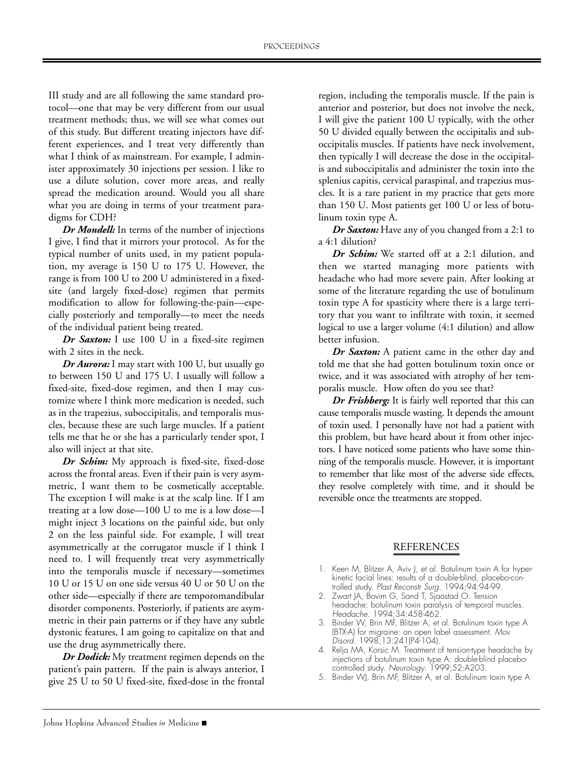III study and are all following the same standard protocol—one that may be very different from our usual treatment methods; thus, we will see what comes out of this study. But different treating injectors have different experiences, and I treat very differently than what I think of as mainstream. For example, I administer approximately 30 injections per session. I like to use a dilute solution, cover more areas, and really spread the medication around. Would you all share what you are doing in terms of your treatment paradigms for CDH?

***Dr Mondell:*** In terms of the number of injections I give, I find that it mirrors your protocol. As for the typical number of units used, in my patient population, my average is 150 U to 175 U. However, the range is from 100 U to 200 U administered in a fixed-site (and largely fixed-dose) regimen that permits modification to allow for following-the-pain—especially posteriorly and temporally—to meet the needs of the individual patient being treated.

***Dr Saxton:*** I use 100 U in a fixed-site regimen with 2 sites in the neck.

***Dr Aurora:*** I may start with 100 U, but usually go to between 150 U and 175 U. I usually will follow a fixed-site, fixed-dose regimen, and then I may customize where I think more medication is needed, such as in the trapezius, suboccipitalis, and temporalis muscles, because these are such large muscles. If a patient tells me that he or she has a particularly tender spot, I also will inject at that site.

***Dr Schim:*** My approach is fixed-site, fixed-dose across the frontal areas. Even if their pain is very asymmetric, I want them to be cosmetically acceptable. The exception I will make is at the scalp line. If I am treating at a low dose—100 U to me is a low dose—I might inject 3 locations on the painful side, but only 2 on the less painful side. For example, I will treat asymmetrically at the corrugator muscle if I think I need to. I will frequently treat very asymmetrically into the temporalis muscle if necessary—sometimes 10 U or 15 U on one side versus 40 U or 50 U on the other side—especially if there are temporomandibular disorder components. Posteriorly, if patients are asymmetric in their pain patterns or if they have any subtle dystonic features, I am going to capitalize on that and use the drug asymmetrically there.

***Dr Dodick:*** My treatment regimen depends on the patient's pain pattern. If the pain is always anterior, I give 25 U to 50 U fixed-site, fixed-dose in the frontal region, including the temporalis muscle. If the pain is anterior and posterior, but does not involve the neck, I will give the patient 100 U typically, with the other 50 U divided equally between the occipitalis and suboccipitalis muscles. If patients have neck involvement, then typically I will decrease the dose in the occipitalis and suboccipitalis and administer the toxin into the splenius capitis, cervical paraspinal, and trapezius muscles. It is a rare patient in my practice that gets more than 150 U. Most patients get 100 U or less of botulinum toxin type A.

***Dr Saxton:*** Have any of you changed from a 2:1 to a 4:1 dilution?

***Dr Schim:*** We started off at a 2:1 dilution, and then we started managing more patients with headache who had more severe pain. After looking at some of the literature regarding the use of botulinum toxin type A for spasticity where there is a large territory that you want to infiltrate with toxin, it seemed logical to use a larger volume (4:1 dilution) and allow better infusion.

***Dr Saxton:*** A patient came in the other day and told me that she had gotten botulinum toxin once or twice, and it was associated with atrophy of her temporalis muscle. How often do you see that?

***Dr Frishberg:*** It is fairly well reported that this can cause temporalis muscle wasting. It depends the amount of toxin used. I personally have not had a patient with this problem, but have heard about it from other injectors. I have noticed some patients who have some thinning of the temporalis muscle. However, it is important to remember that like most of the adverse side effects, they resolve completely with time, and it should be reversible once the treatments are stopped.

## REFERENCES

1. Keen M, Blitzer A, Aviv J, et al. Botulinum toxin A for hyperkinetic facial lines: results of a double-blind, placebo-controlled study. *Plast Reconstr Surg*. 1994;94:94-99.
2. Zwart JA, Bovim G, Sand T, Sjaastad O. Tension headache: botulinum toxin paralysis of temporal muscles. *Headache*. 1994;34:458-462.
3. Binder W, Brin MF, Blitzer A, et al. Botulinum toxin type A (BTX-A) for migraine: an open label assessment. *Mov Disord*. 1998;13:241(P4-104).
4. Relja MA, Korsic M. Treatment of tension-type headache by injections of botulinum toxin type A: double-blind placebo-controlled study. *Neurology*. 1999;52:A203.
5. Binder WJ, Brin MF, Blitzer A, et al. Botulinum toxin type A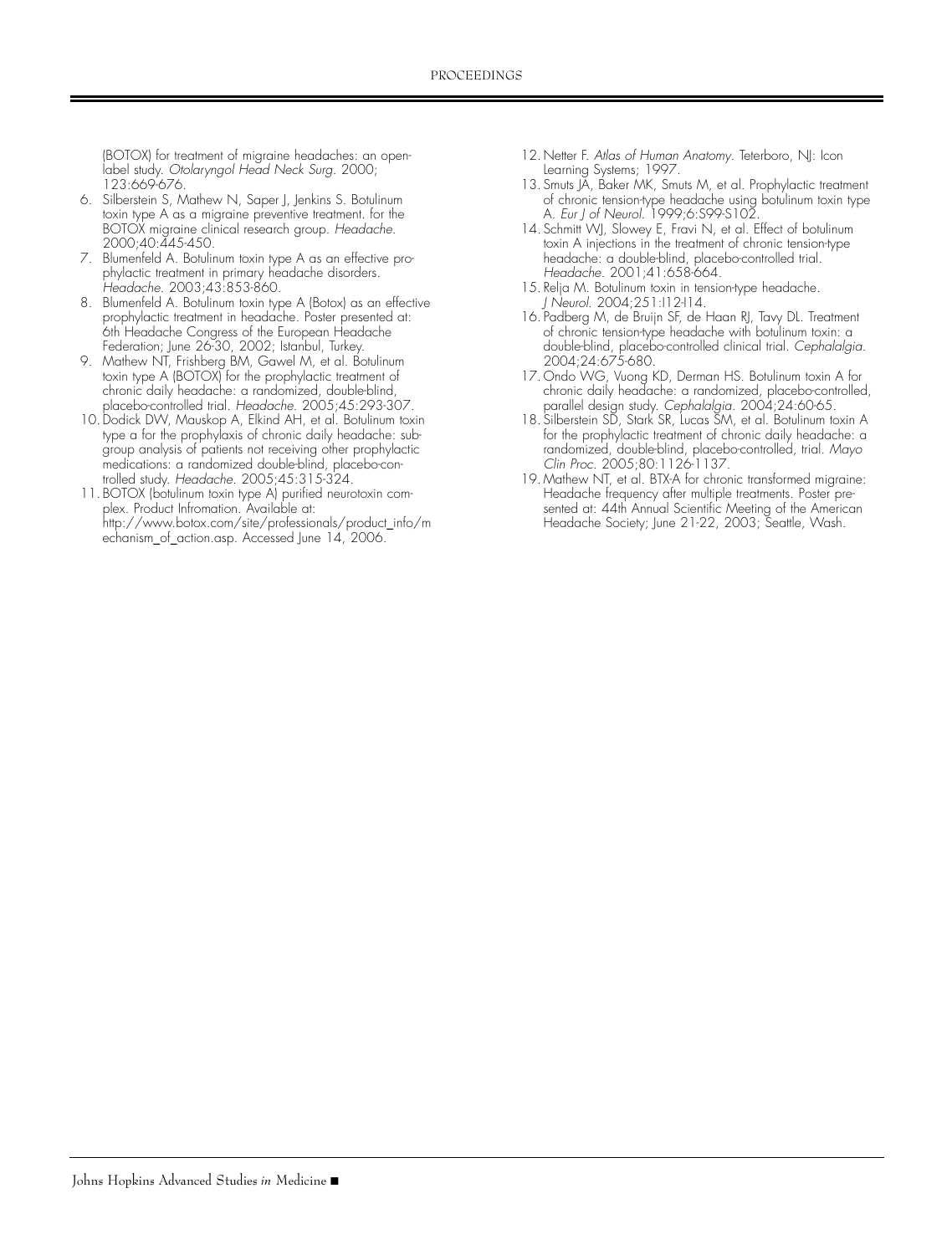(BOTOX) for treatment of migraine headaches: an open-label study. *Otolaryngol Head Neck Surg*. 2000; 123:669-676.

6. Silberstein S, Mathew N, Saper J, Jenkins S. Botulinum toxin type A as a migraine preventive treatment. for the BOTOX migraine clinical research group. *Headache*. 2000;40:445-450.
7. Blumenfeld A. Botulinum toxin type A as an effective prophylactic treatment in primary headache disorders. *Headache*. 2003;43:853-860.
8. Blumenfeld A. Botulinum toxin type A (Botox) as an effective prophylactic treatment in headache. Poster presented at: 6th Headache Congress of the European Headache Federation; June 26-30, 2002; Istanbul, Turkey.
9. Mathew NT, Frishberg BM, Gawel M, et al. Botulinum toxin type A (BOTOX) for the prophylactic treatment of chronic daily headache: a randomized, double-blind, placebo-controlled trial. *Headache*. 2005;45:293-307.
10. Dodick DW, Mauskop A, Elkind AH, et al. Botulinum toxin type a for the prophylaxis of chronic daily headache: subgroup analysis of patients not receiving other prophylactic medications: a randomized double-blind, placebo-controlled study. *Headache*. 2005;45:315-324.
11. BOTOX (botulinum toxin type A) purified neurotoxin complex. Product Infromation. Available at: http://www.botox.com/site/professionals/product_info/mechanism_of_action.asp. Accessed June 14, 2006.
12. Netter F. *Atlas of Human Anatomy*. Teterboro, NJ: Icon Learning Systems; 1997.
13. Smuts JA, Baker MK, Smuts M, et al. Prophylactic treatment of chronic tension-type headache using botulinum toxin type A. *Eur J of Neurol*. 1999;6:S99-S102.
14. Schmitt WJ, Slowey E, Fravi N, et al. Effect of botulinum toxin A injections in the treatment of chronic tension-type headache: a double-blind, placebo-controlled trial. *Headache*. 2001;41:658-664.
15. Relja M. Botulinum toxin in tension-type headache. *J Neurol*. 2004;251:I12-I14.
16. Padberg M, de Bruijn SF, de Haan RJ, Tavy DL. Treatment of chronic tension-type headache with botulinum toxin: a double-blind, placebo-controlled clinical trial. *Cephalalgia*. 2004;24:675-680.
17. Ondo WG, Vuong KD, Derman HS. Botulinum toxin A for chronic daily headache: a randomized, placebo-controlled, parallel design study. *Cephalalgia*. 2004;24:60-65.
18. Silberstein SD, Stark SR, Lucas SM, et al. Botulinum toxin A for the prophylactic treatment of chronic daily headache: a randomized, double-blind, placebo-controlled, trial. *Mayo Clin Proc*. 2005;80:1126-1137.
19. Mathew NT, et al. BTX-A for chronic transformed migraine: Headache frequency after multiple treatments. Poster presented at: 44th Annual Scientific Meeting of the American Headache Society; June 21-22, 2003; Seattle, Wash.